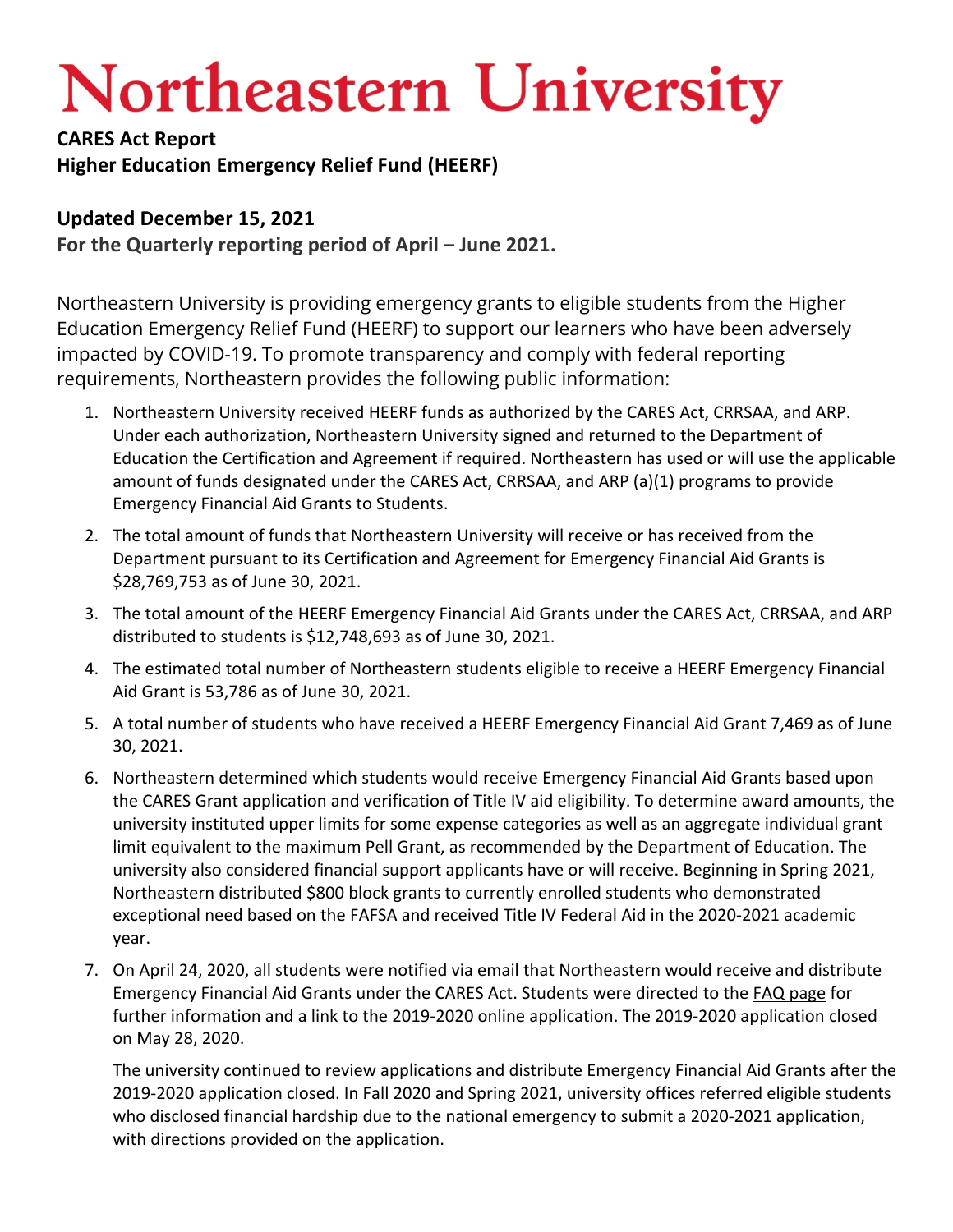# Northeastern University

**CARES Act Report**
**Higher Education Emergency Relief Fund (HEERF)**

**Updated December 15, 2021**
**For the Quarterly reporting period of April – June 2021.**

Northeastern University is providing emergency grants to eligible students from the Higher Education Emergency Relief Fund (HEERF) to support our learners who have been adversely impacted by COVID-19. To promote transparency and comply with federal reporting requirements, Northeastern provides the following public information:

1. Northeastern University received HEERF funds as authorized by the CARES Act, CRRSAA, and ARP. Under each authorization, Northeastern University signed and returned to the Department of Education the Certification and Agreement if required. Northeastern has used or will use the applicable amount of funds designated under the CARES Act, CRRSAA, and ARP (a)(1) programs to provide Emergency Financial Aid Grants to Students.
2. The total amount of funds that Northeastern University will receive or has received from the Department pursuant to its Certification and Agreement for Emergency Financial Aid Grants is $28,769,753 as of June 30, 2021.
3. The total amount of the HEERF Emergency Financial Aid Grants under the CARES Act, CRRSAA, and ARP distributed to students is $12,748,693 as of June 30, 2021.
4. The estimated total number of Northeastern students eligible to receive a HEERF Emergency Financial Aid Grant is 53,786 as of June 30, 2021.
5. A total number of students who have received a HEERF Emergency Financial Aid Grant 7,469 as of June 30, 2021.
6. Northeastern determined which students would receive Emergency Financial Aid Grants based upon the CARES Grant application and verification of Title IV aid eligibility. To determine award amounts, the university instituted upper limits for some expense categories as well as an aggregate individual grant limit equivalent to the maximum Pell Grant, as recommended by the Department of Education. The university also considered financial support applicants have or will receive. Beginning in Spring 2021, Northeastern distributed $800 block grants to currently enrolled students who demonstrated exceptional need based on the FAFSA and received Title IV Federal Aid in the 2020-2021 academic year.
7. On April 24, 2020, all students were notified via email that Northeastern would receive and distribute Emergency Financial Aid Grants under the CARES Act. Students were directed to the FAQ page for further information and a link to the 2019-2020 online application. The 2019-2020 application closed on May 28, 2020.

   The university continued to review applications and distribute Emergency Financial Aid Grants after the 2019-2020 application closed. In Fall 2020 and Spring 2021, university offices referred eligible students who disclosed financial hardship due to the national emergency to submit a 2020-2021 application, with directions provided on the application.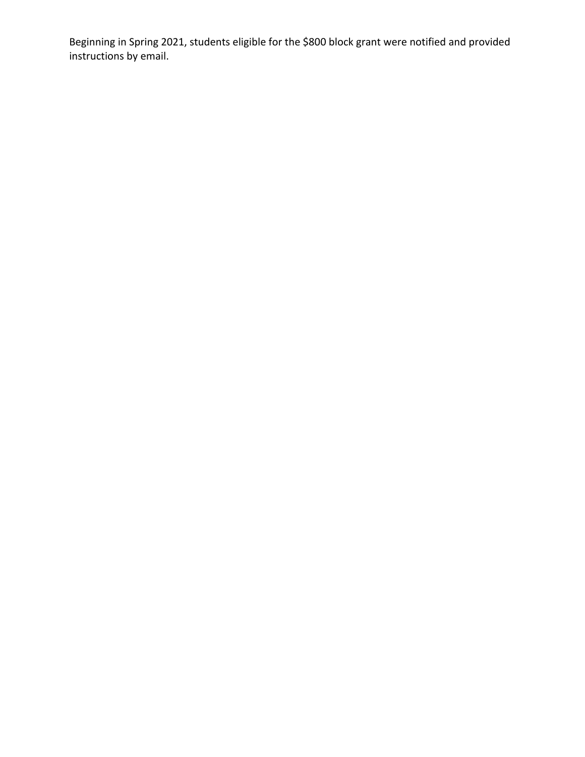Beginning in Spring 2021, students eligible for the $800 block grant were notified and provided instructions by email.